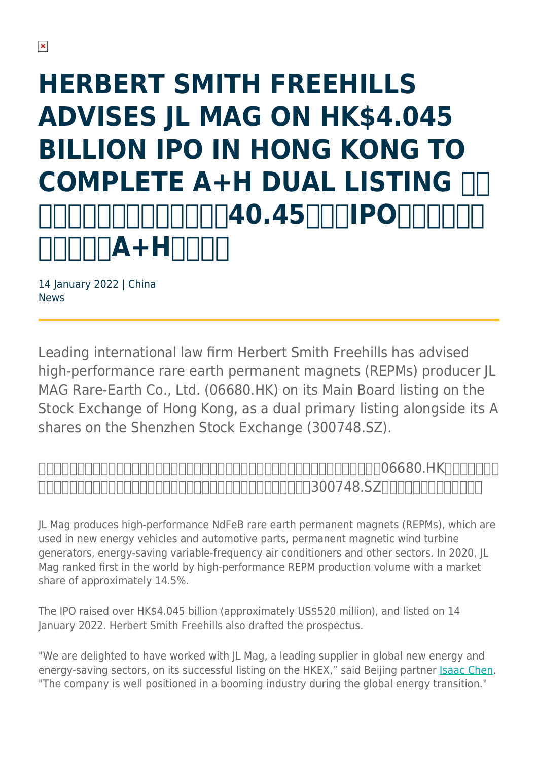# HERBERT SMITH FREEHILLS ADVISES JL MAG ON HK$4.045 BILLION IPO IN HONG KONG TO COMPLETE A+H DUAL LISTING

14 January 2022 | China
News

Leading international law firm Herbert Smith Freehills has advised high-performance rare earth permanent magnets (REPMs) producer JL MAG Rare-Earth Co., Ltd. (06680.HK) on its Main Board listing on the Stock Exchange of Hong Kong, as a dual primary listing alongside its A shares on the Shenzhen Stock Exchange (300748.SZ).

JL Mag produces high-performance NdFeB rare earth permanent magnets (REPMs), which are used in new energy vehicles and automotive parts, permanent magnetic wind turbine generators, energy-saving variable-frequency air conditioners and other sectors. In 2020, JL Mag ranked first in the world by high-performance REPM production volume with a market share of approximately 14.5%.

The IPO raised over HK$4.045 billion (approximately US$520 million), and listed on 14 January 2022. Herbert Smith Freehills also drafted the prospectus.

"We are delighted to have worked with JL Mag, a leading supplier in global new energy and energy-saving sectors, on its successful listing on the HKEX," said Beijing partner Isaac Chen. "The company is well positioned in a booming industry during the global energy transition."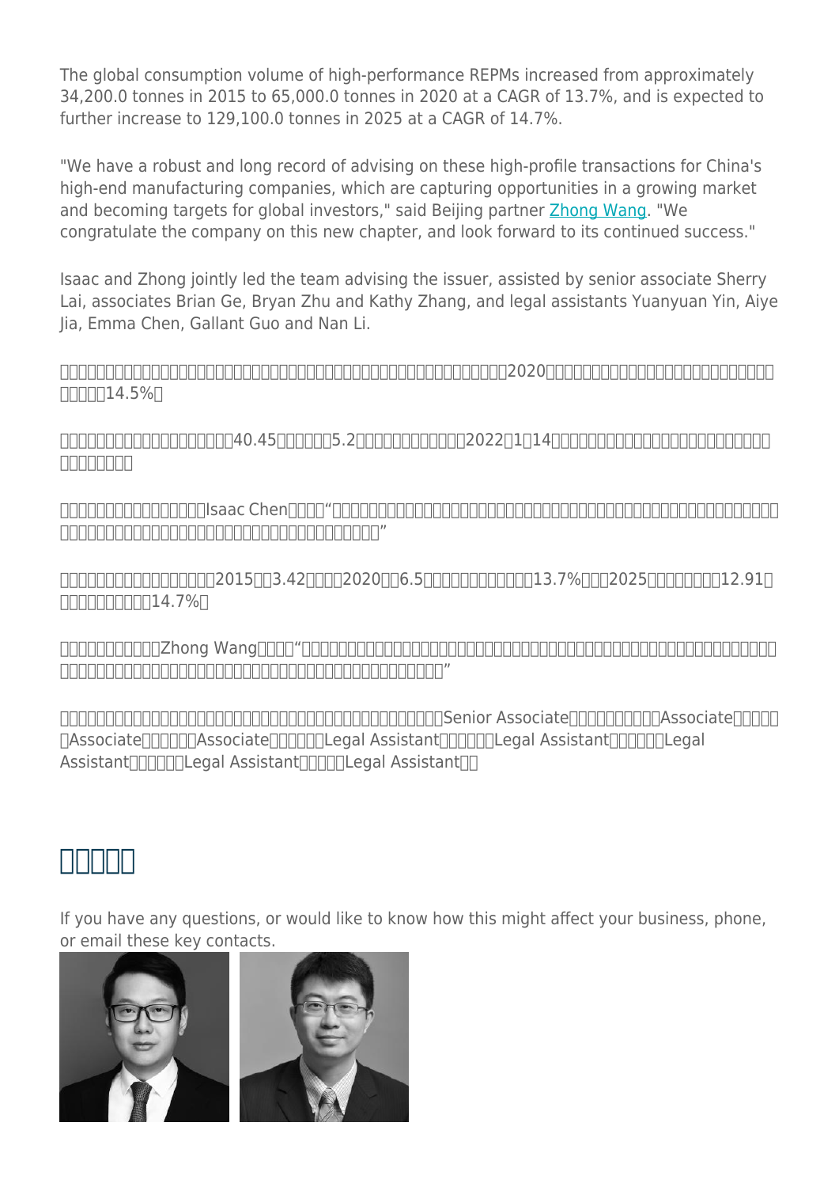The global consumption volume of high-performance REPMs increased from approximately 34,200.0 tonnes in 2015 to 65,000.0 tonnes in 2020 at a CAGR of 13.7%, and is expected to further increase to 129,100.0 tonnes in 2025 at a CAGR of 14.7%.

"We have a robust and long record of advising on these high-profile transactions for China's high-end manufacturing companies, which are capturing opportunities in a growing market and becoming targets for global investors," said Beijing partner Zhong Wang. "We congratulate the company on this new chapter, and look forward to its continued success."

Isaac and Zhong jointly led the team advising the issuer, assisted by senior associate Sherry Lai, associates Brian Ge, Bryan Zhu and Kathy Zhang, and legal assistants Yuanyuan Yin, Aiye Jia, Emma Chen, Gallant Guo and Nan Li.

□□□□□□□□□□□□□□□□□□□□□□□□□□□□□□□□□□□□□□□□□□□□□2020□□□□□□□□□□□□□□□□□□□□□□□□□□□□□□□14.5%□

□□□□□□□□□□□□□□□□□□□40.45□□□□□□5.2□□□□□□□□□□□□□2022□1□14□□□□□□□□□□□□□□□□□□□□□□□□□□□□□□□□

□□□□□□□□□□□□□□□□□Isaac Chen□□□□"□□□□□□□□□□□□□□□□□□□□□□□□□□□□□□□□□□□□□□□□□□□□□□□□□□□□□□□□□□□□□□□□□□□□□□□□□□□□□□□□□□□□"

□□□□□□□□□□□□□□□□□2015□□3.42□□□□2020□□6.5□□□□□□□□□□□□13.7%□□□2025□□□□□□□□□12.91□□□□□□□□□□□14.7%□

□□□□□□□□□□□□Zhong Wang□□□□"□□□□□□□□□□□□□□□□□□□□□□□□□□□□□□□□□□□□□□□□□□□□□□□□□□□□□□□□□□□□□□□□□□□□□□□□□□□□□□□□□□□□□□□□□□□□□□"

□□□□□□□□□□□□□□□□□□□□□□□□□□□□□□□□□□□□□□□□□□Senior Associate□□□□□□□□□Associate□□□□□□Associate□□□□□□Associate□□□□□□Legal Assistant□□□□□□Legal Assistant□□□□□□Legal Assistant□□□□□□Legal Assistant□□□□□Legal Assistant□□

# □□□□□

If you have any questions, or would like to know how this might affect your business, phone, or email these key contacts.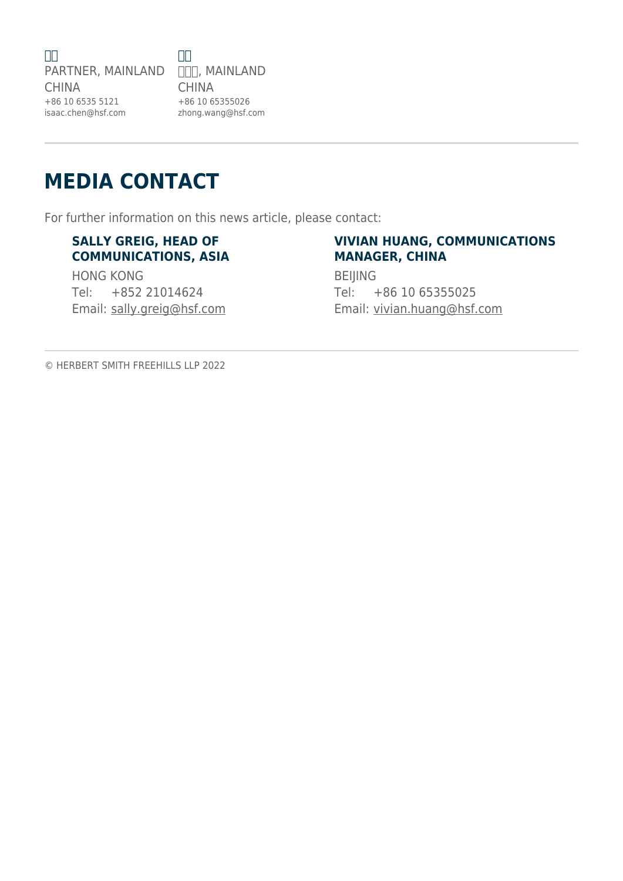**□□**
PARTNER, MAINLAND CHINA
+86 10 6535 5121
isaac.chen@hsf.com

**□□**
□□□, MAINLAND CHINA
+86 10 65355026
zhong.wang@hsf.com

---

## MEDIA CONTACT

For further information on this news article, please contact:

**SALLY GREIG, HEAD OF COMMUNICATIONS, ASIA**

HONG KONG
Tel: +852 21014624
Email: sally.greig@hsf.com

**VIVIAN HUANG, COMMUNICATIONS MANAGER, CHINA**

BEIJING
Tel: +86 10 65355025
Email: vivian.huang@hsf.com

---

© HERBERT SMITH FREEHILLS LLP 2022